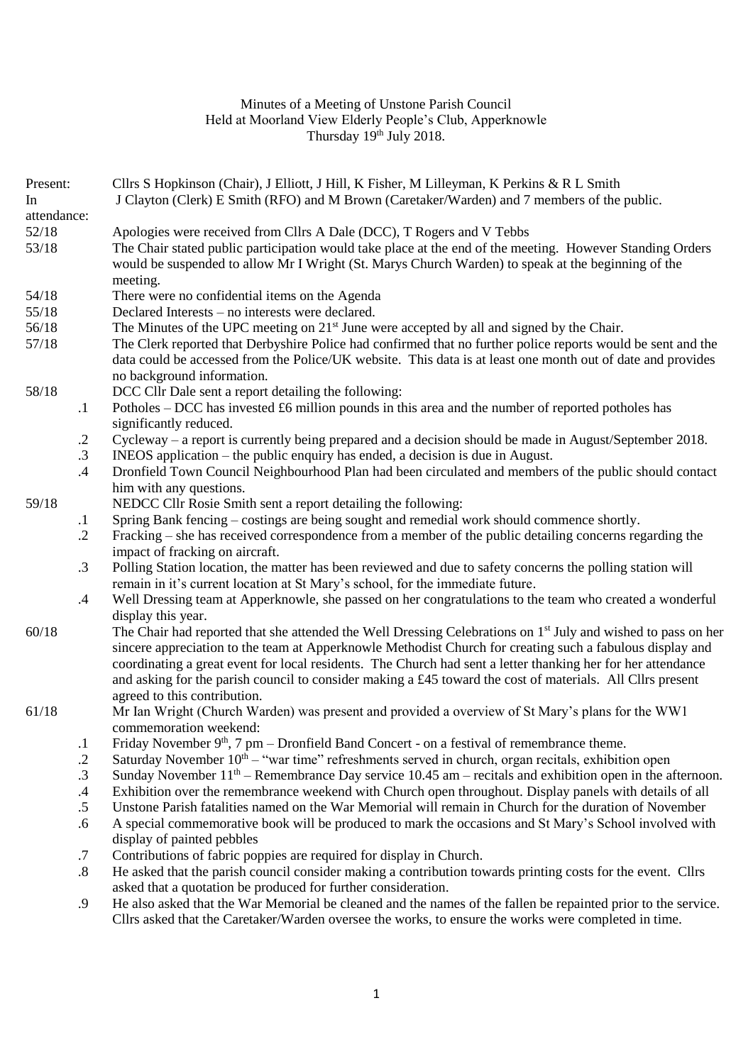Minutes of a Meeting of Unstone Parish Council
Held at Moorland View Elderly People's Club, Apperknowle
Thursday 19th July 2018.

Present: Cllrs S Hopkinson (Chair), J Elliott, J Hill, K Fisher, M Lilleyman, K Perkins & R L Smith

In attendance: J Clayton (Clerk) E Smith (RFO) and M Brown (Caretaker/Warden) and 7 members of the public.

52/18 Apologies were received from Cllrs A Dale (DCC), T Rogers and V Tebbs

53/18 The Chair stated public participation would take place at the end of the meeting. However Standing Orders would be suspended to allow Mr I Wright (St. Marys Church Warden) to speak at the beginning of the meeting.

54/18 There were no confidential items on the Agenda

55/18 Declared Interests – no interests were declared.

56/18 The Minutes of the UPC meeting on 21st June were accepted by all and signed by the Chair.

57/18 The Clerk reported that Derbyshire Police had confirmed that no further police reports would be sent and the data could be accessed from the Police/UK website. This data is at least one month out of date and provides no background information.

58/18 DCC Cllr Dale sent a report detailing the following:

- .1 Potholes – DCC has invested £6 million pounds in this area and the number of reported potholes has significantly reduced.
- .2 Cycleway – a report is currently being prepared and a decision should be made in August/September 2018.
- .3 INEOS application – the public enquiry has ended, a decision is due in August.
- .4 Dronfield Town Council Neighbourhood Plan had been circulated and members of the public should contact him with any questions.

59/18 NEDCC Cllr Rosie Smith sent a report detailing the following:

- .1 Spring Bank fencing – costings are being sought and remedial work should commence shortly.
- .2 Fracking – she has received correspondence from a member of the public detailing concerns regarding the impact of fracking on aircraft.
- .3 Polling Station location, the matter has been reviewed and due to safety concerns the polling station will remain in it's current location at St Mary's school, for the immediate future.
- .4 Well Dressing team at Apperknowle, she passed on her congratulations to the team who created a wonderful display this year.

60/18 The Chair had reported that she attended the Well Dressing Celebrations on 1st July and wished to pass on her sincere appreciation to the team at Apperknowle Methodist Church for creating such a fabulous display and coordinating a great event for local residents. The Church had sent a letter thanking her for her attendance and asking for the parish council to consider making a £45 toward the cost of materials. All Cllrs present agreed to this contribution.

61/18 Mr Ian Wright (Church Warden) was present and provided a overview of St Mary's plans for the WW1 commemoration weekend:

- .1 Friday November 9th, 7 pm – Dronfield Band Concert - on a festival of remembrance theme.
- .2 Saturday November 10th – "war time" refreshments served in church, organ recitals, exhibition open
- .3 Sunday November 11th – Remembrance Day service 10.45 am – recitals and exhibition open in the afternoon.
- .4 Exhibition over the remembrance weekend with Church open throughout. Display panels with details of all
- .5 Unstone Parish fatalities named on the War Memorial will remain in Church for the duration of November
- .6 A special commemorative book will be produced to mark the occasions and St Mary's School involved with display of painted pebbles
- .7 Contributions of fabric poppies are required for display in Church.
- .8 He asked that the parish council consider making a contribution towards printing costs for the event. Cllrs asked that a quotation be produced for further consideration.
- .9 He also asked that the War Memorial be cleaned and the names of the fallen be repainted prior to the service. Cllrs asked that the Caretaker/Warden oversee the works, to ensure the works were completed in time.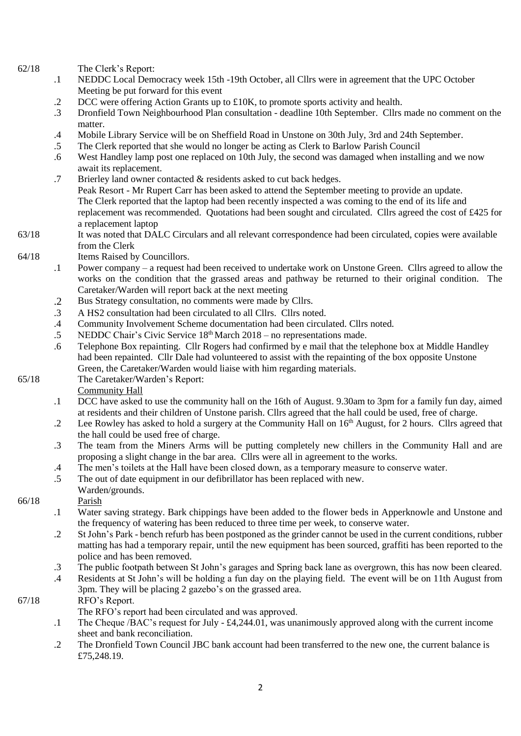62/18 The Clerk's Report:

- .1 NEDDC Local Democracy week 15th -19th October, all Cllrs were in agreement that the UPC October Meeting be put forward for this event
- .2 DCC were offering Action Grants up to £10K, to promote sports activity and health.
- .3 Dronfield Town Neighbourhood Plan consultation - deadline 10th September. Cllrs made no comment on the matter.
- .4 Mobile Library Service will be on Sheffield Road in Unstone on 30th July, 3rd and 24th September.
- .5 The Clerk reported that she would no longer be acting as Clerk to Barlow Parish Council
- .6 West Handley lamp post one replaced on 10th July, the second was damaged when installing and we now await its replacement.
- .7 Brierley land owner contacted & residents asked to cut back hedges.
  Peak Resort - Mr Rupert Carr has been asked to attend the September meeting to provide an update.
  The Clerk reported that the laptop had been recently inspected a was coming to the end of its life and replacement was recommended. Quotations had been sought and circulated. Cllrs agreed the cost of £425 for a replacement laptop

63/18 It was noted that DALC Circulars and all relevant correspondence had been circulated, copies were available from the Clerk

64/18 Items Raised by Councillors.

- .1 Power company – a request had been received to undertake work on Unstone Green. Cllrs agreed to allow the works on the condition that the grassed areas and pathway be returned to their original condition. The Caretaker/Warden will report back at the next meeting
- .2 Bus Strategy consultation, no comments were made by Cllrs.
- .3 A HS2 consultation had been circulated to all Cllrs. Cllrs noted.
- .4 Community Involvement Scheme documentation had been circulated. Cllrs noted.
- .5 NEDDC Chair's Civic Service 18th March 2018 – no representations made.
- .6 Telephone Box repainting. Cllr Rogers had confirmed by e mail that the telephone box at Middle Handley had been repainted. Cllr Dale had volunteered to assist with the repainting of the box opposite Unstone Green, the Caretaker/Warden would liaise with him regarding materials.

65/18 The Caretaker/Warden's Report:

<u>Community Hall</u>

- .1 DCC have asked to use the community hall on the 16th of August. 9.30am to 3pm for a family fun day, aimed at residents and their children of Unstone parish. Cllrs agreed that the hall could be used, free of charge.
- .2 Lee Rowley has asked to hold a surgery at the Community Hall on 16th August, for 2 hours. Cllrs agreed that the hall could be used free of charge.
- .3 The team from the Miners Arms will be putting completely new chillers in the Community Hall and are proposing a slight change in the bar area. Cllrs were all in agreement to the works.
- .4 The men's toilets at the Hall have been closed down, as a temporary measure to conserve water.
- .5 The out of date equipment in our defibrillator has been replaced with new.

Warden/grounds.

66/18 <u>Parish</u>

- .1 Water saving strategy. Bark chippings have been added to the flower beds in Apperknowle and Unstone and the frequency of watering has been reduced to three time per week, to conserve water.
- .2 St John's Park - bench refurb has been postponed as the grinder cannot be used in the current conditions, rubber matting has had a temporary repair, until the new equipment has been sourced, graffiti has been reported to the police and has been removed.
- .3 The public footpath between St John's garages and Spring back lane as overgrown, this has now been cleared.
- .4 Residents at St John's will be holding a fun day on the playing field. The event will be on 11th August from 3pm. They will be placing 2 gazebo's on the grassed area.

67/18 RFO's Report.

The RFO's report had been circulated and was approved.

- .1 The Cheque /BAC's request for July - £4,244.01, was unanimously approved along with the current income sheet and bank reconciliation.
- .2 The Dronfield Town Council JBC bank account had been transferred to the new one, the current balance is £75,248.19.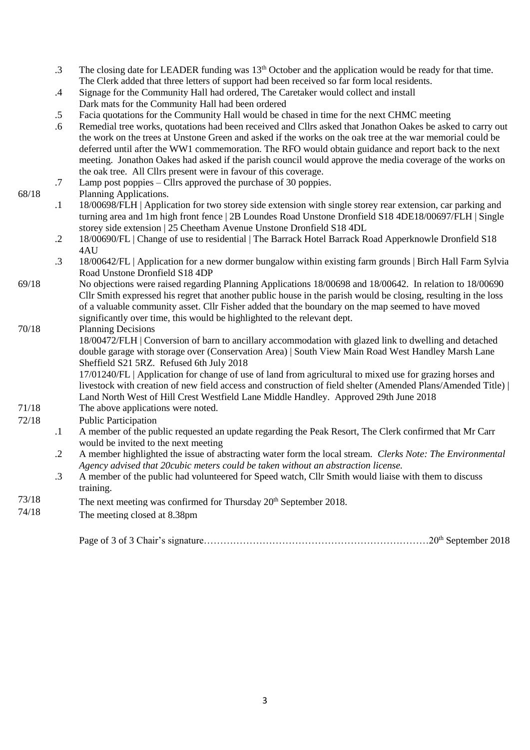.3 The closing date for LEADER funding was 13th October and the application would be ready for that time. The Clerk added that three letters of support had been received so far form local residents.

.4 Signage for the Community Hall had ordered, The Caretaker would collect and install
Dark mats for the Community Hall had been ordered

.5 Facia quotations for the Community Hall would be chased in time for the next CHMC meeting

.6 Remedial tree works, quotations had been received and Cllrs asked that Jonathon Oakes be asked to carry out the work on the trees at Unstone Green and asked if the works on the oak tree at the war memorial could be deferred until after the WW1 commemoration. The RFO would obtain guidance and report back to the next meeting. Jonathon Oakes had asked if the parish council would approve the media coverage of the works on the oak tree. All Cllrs present were in favour of this coverage.

.7 Lamp post poppies – Cllrs approved the purchase of 30 poppies.

68/18 Planning Applications.

.1 18/00698/FLH | Application for two storey side extension with single storey rear extension, car parking and turning area and 1m high front fence | 2B Loundes Road Unstone Dronfield S18 4DE18/00697/FLH | Single storey side extension | 25 Cheetham Avenue Unstone Dronfield S18 4DL

.2 18/00690/FL | Change of use to residential | The Barrack Hotel Barrack Road Apperknowle Dronfield S18 4AU

.3 18/00642/FL | Application for a new dormer bungalow within existing farm grounds | Birch Hall Farm Sylvia Road Unstone Dronfield S18 4DP

69/18 No objections were raised regarding Planning Applications 18/00698 and 18/00642. In relation to 18/00690 Cllr Smith expressed his regret that another public house in the parish would be closing, resulting in the loss of a valuable community asset. Cllr Fisher added that the boundary on the map seemed to have moved significantly over time, this would be highlighted to the relevant dept.

70/18 Planning Decisions

18/00472/FLH | Conversion of barn to ancillary accommodation with glazed link to dwelling and detached double garage with storage over (Conservation Area) | South View Main Road West Handley Marsh Lane Sheffield S21 5RZ. Refused 6th July 2018

17/01240/FL | Application for change of use of land from agricultural to mixed use for grazing horses and livestock with creation of new field access and construction of field shelter (Amended Plans/Amended Title) | Land North West of Hill Crest Westfield Lane Middle Handley. Approved 29th June 2018

71/18 The above applications were noted.

72/18 Public Participation

.1 A member of the public requested an update regarding the Peak Resort, The Clerk confirmed that Mr Carr would be invited to the next meeting

.2 A member highlighted the issue of abstracting water form the local stream. *Clerks Note: The Environmental Agency advised that 20cubic meters could be taken without an abstraction license.*

.3 A member of the public had volunteered for Speed watch, Cllr Smith would liaise with them to discuss training.

73/18 The next meeting was confirmed for Thursday 20th September 2018.

74/18 The meeting closed at 8.38pm

Chair's signature……………………………………………………………20th September 2018